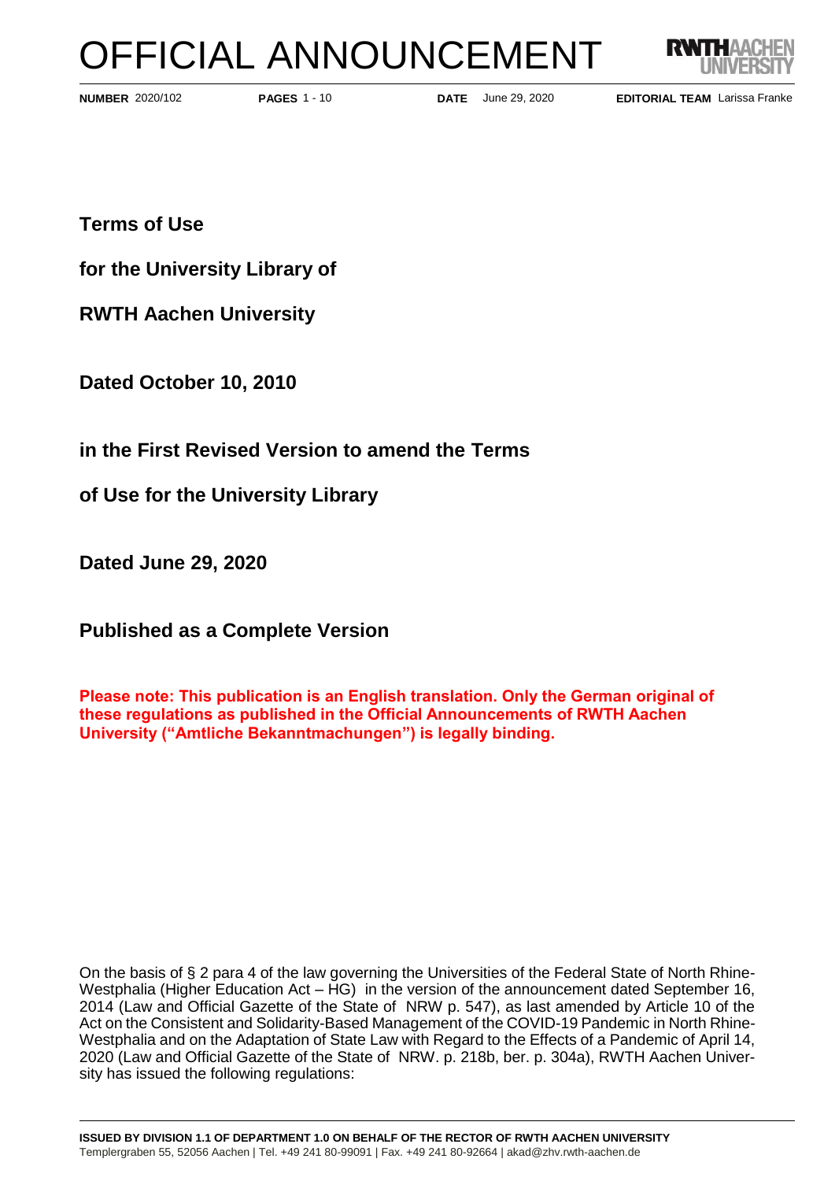# OFFICIAL ANNOUNCEMENT

**NUMBER** 2020/102 **PAGES** 1 - 10 **DATE** June 29, 2020 **EDITORIAL TEAM** Larissa Franke

## Terms of Use

## for the University Library of

## RWTH Aachen University

## Dated October 10, 2010

## in the First Revised Version to amend the Terms

## of Use for the University Library

## Dated June 29, 2020

## Published as a Complete Version

**Please note: This publication is an English translation. Only the German original of these regulations as published in the Official Announcements of RWTH Aachen University ("Amtliche Bekanntmachungen") is legally binding.**

On the basis of § 2 para 4 of the law governing the Universities of the Federal State of North Rhine-Westphalia (Higher Education Act – HG) in the version of the announcement dated September 16, 2014 (Law and Official Gazette of the State of NRW p. 547), as last amended by Article 10 of the Act on the Consistent and Solidarity-Based Management of the COVID-19 Pandemic in North Rhine-Westphalia and on the Adaptation of State Law with Regard to the Effects of a Pandemic of April 14, 2020 (Law and Official Gazette of the State of NRW. p. 218b, ber. p. 304a), RWTH Aachen University has issued the following regulations:

**ISSUED BY DIVISION 1.1 OF DEPARTMENT 1.0 ON BEHALF OF THE RECTOR OF RWTH AACHEN UNIVERSITY**
Templergraben 55, 52056 Aachen | Tel. +49 241 80-99091 | Fax. +49 241 80-92664 | akad@zhv.rwth-aachen.de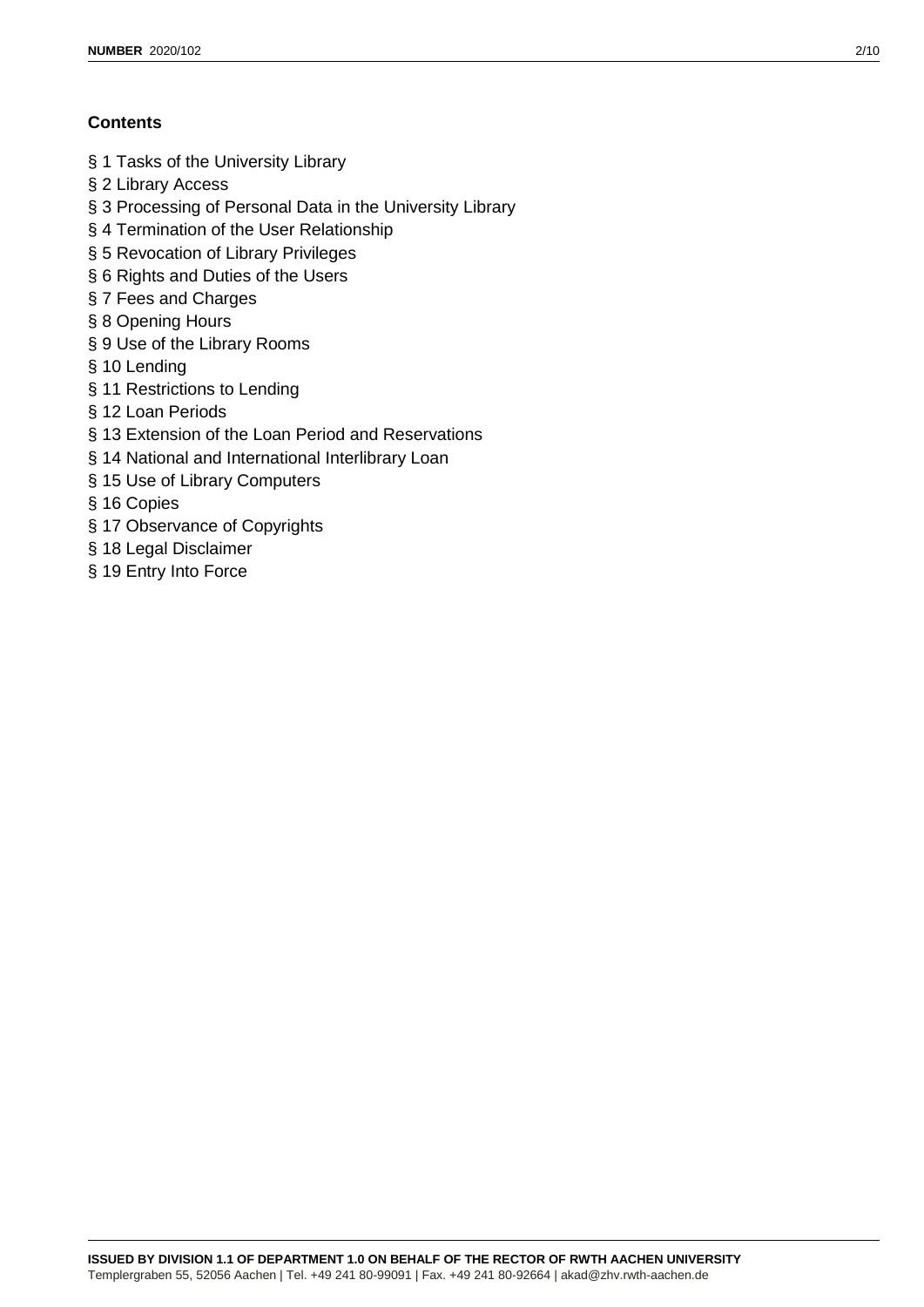## Contents

§ 1 Tasks of the University Library

§ 2 Library Access

§ 3 Processing of Personal Data in the University Library

§ 4 Termination of the User Relationship

§ 5 Revocation of Library Privileges

§ 6 Rights and Duties of the Users

§ 7 Fees and Charges

§ 8 Opening Hours

§ 9 Use of the Library Rooms

§ 10 Lending

§ 11 Restrictions to Lending

§ 12 Loan Periods

§ 13 Extension of the Loan Period and Reservations

§ 14 National and International Interlibrary Loan

§ 15 Use of Library Computers

§ 16 Copies

§ 17 Observance of Copyrights

§ 18 Legal Disclaimer

§ 19 Entry Into Force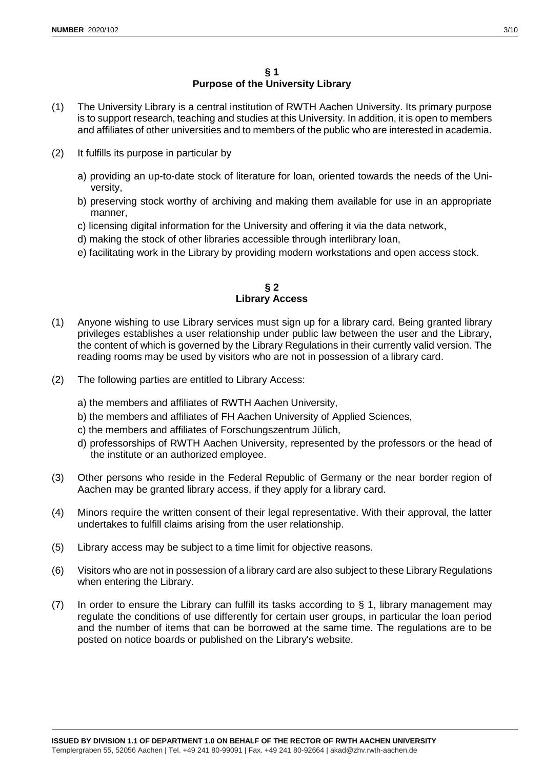## § 1
## Purpose of the University Library

(1) The University Library is a central institution of RWTH Aachen University. Its primary purpose is to support research, teaching and studies at this University. In addition, it is open to members and affiliates of other universities and to members of the public who are interested in academia.

(2) It fulfills its purpose in particular by

a) providing an up-to-date stock of literature for loan, oriented towards the needs of the University,
b) preserving stock worthy of archiving and making them available for use in an appropriate manner,
c) licensing digital information for the University and offering it via the data network,
d) making the stock of other libraries accessible through interlibrary loan,
e) facilitating work in the Library by providing modern workstations and open access stock.

## § 2
## Library Access

(1) Anyone wishing to use Library services must sign up for a library card. Being granted library privileges establishes a user relationship under public law between the user and the Library, the content of which is governed by the Library Regulations in their currently valid version. The reading rooms may be used by visitors who are not in possession of a library card.

(2) The following parties are entitled to Library Access:

a) the members and affiliates of RWTH Aachen University,
b) the members and affiliates of FH Aachen University of Applied Sciences,
c) the members and affiliates of Forschungszentrum Jülich,
d) professorships of RWTH Aachen University, represented by the professors or the head of the institute or an authorized employee.

(3) Other persons who reside in the Federal Republic of Germany or the near border region of Aachen may be granted library access, if they apply for a library card.

(4) Minors require the written consent of their legal representative. With their approval, the latter undertakes to fulfill claims arising from the user relationship.

(5) Library access may be subject to a time limit for objective reasons.

(6) Visitors who are not in possession of a library card are also subject to these Library Regulations when entering the Library.

(7) In order to ensure the Library can fulfill its tasks according to § 1, library management may regulate the conditions of use differently for certain user groups, in particular the loan period and the number of items that can be borrowed at the same time. The regulations are to be posted on notice boards or published on the Library's website.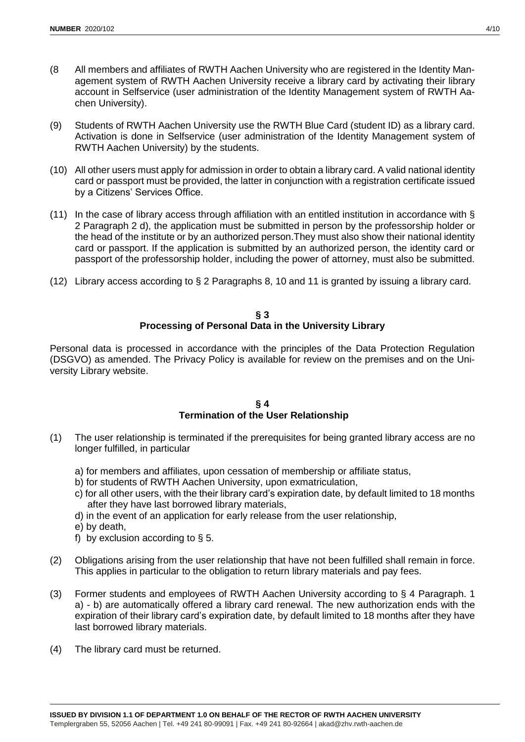(8 All members and affiliates of RWTH Aachen University who are registered in the Identity Management system of RWTH Aachen University receive a library card by activating their library account in Selfservice (user administration of the Identity Management system of RWTH Aachen University).

(9) Students of RWTH Aachen University use the RWTH Blue Card (student ID) as a library card. Activation is done in Selfservice (user administration of the Identity Management system of RWTH Aachen University) by the students.

(10) All other users must apply for admission in order to obtain a library card. A valid national identity card or passport must be provided, the latter in conjunction with a registration certificate issued by a Citizens' Services Office.

(11) In the case of library access through affiliation with an entitled institution in accordance with § 2 Paragraph 2 d), the application must be submitted in person by the professorship holder or the head of the institute or by an authorized person.They must also show their national identity card or passport. If the application is submitted by an authorized person, the identity card or passport of the professorship holder, including the power of attorney, must also be submitted.

(12) Library access according to § 2 Paragraphs 8, 10 and 11 is granted by issuing a library card.

## § 3
## Processing of Personal Data in the University Library

Personal data is processed in accordance with the principles of the Data Protection Regulation (DSGVO) as amended. The Privacy Policy is available for review on the premises and on the University Library website.

## § 4
## Termination of the User Relationship

(1) The user relationship is terminated if the prerequisites for being granted library access are no longer fulfilled, in particular

a) for members and affiliates, upon cessation of membership or affiliate status,
b) for students of RWTH Aachen University, upon exmatriculation,
c) for all other users, with the their library card's expiration date, by default limited to 18 months after they have last borrowed library materials,
d) in the event of an application for early release from the user relationship,
e) by death,
f) by exclusion according to § 5.

(2) Obligations arising from the user relationship that have not been fulfilled shall remain in force. This applies in particular to the obligation to return library materials and pay fees.

(3) Former students and employees of RWTH Aachen University according to § 4 Paragraph. 1 a) - b) are automatically offered a library card renewal. The new authorization ends with the expiration of their library card's expiration date, by default limited to 18 months after they have last borrowed library materials.

(4) The library card must be returned.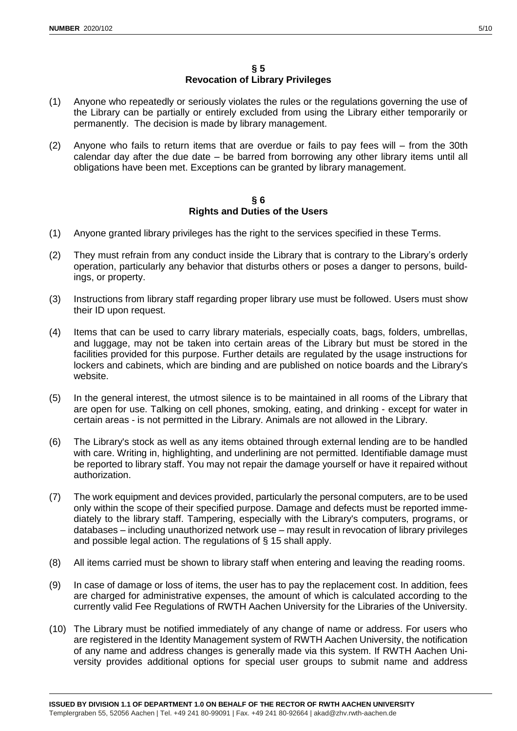## § 5
## Revocation of Library Privileges

(1) Anyone who repeatedly or seriously violates the rules or the regulations governing the use of the Library can be partially or entirely excluded from using the Library either temporarily or permanently. The decision is made by library management.

(2) Anyone who fails to return items that are overdue or fails to pay fees will – from the 30th calendar day after the due date – be barred from borrowing any other library items until all obligations have been met. Exceptions can be granted by library management.

## § 6
## Rights and Duties of the Users

(1) Anyone granted library privileges has the right to the services specified in these Terms.

(2) They must refrain from any conduct inside the Library that is contrary to the Library's orderly operation, particularly any behavior that disturbs others or poses a danger to persons, buildings, or property.

(3) Instructions from library staff regarding proper library use must be followed. Users must show their ID upon request.

(4) Items that can be used to carry library materials, especially coats, bags, folders, umbrellas, and luggage, may not be taken into certain areas of the Library but must be stored in the facilities provided for this purpose. Further details are regulated by the usage instructions for lockers and cabinets, which are binding and are published on notice boards and the Library's website.

(5) In the general interest, the utmost silence is to be maintained in all rooms of the Library that are open for use. Talking on cell phones, smoking, eating, and drinking - except for water in certain areas - is not permitted in the Library. Animals are not allowed in the Library.

(6) The Library's stock as well as any items obtained through external lending are to be handled with care. Writing in, highlighting, and underlining are not permitted. Identifiable damage must be reported to library staff. You may not repair the damage yourself or have it repaired without authorization.

(7) The work equipment and devices provided, particularly the personal computers, are to be used only within the scope of their specified purpose. Damage and defects must be reported immediately to the library staff. Tampering, especially with the Library's computers, programs, or databases – including unauthorized network use – may result in revocation of library privileges and possible legal action. The regulations of § 15 shall apply.

(8) All items carried must be shown to library staff when entering and leaving the reading rooms.

(9) In case of damage or loss of items, the user has to pay the replacement cost. In addition, fees are charged for administrative expenses, the amount of which is calculated according to the currently valid Fee Regulations of RWTH Aachen University for the Libraries of the University.

(10) The Library must be notified immediately of any change of name or address. For users who are registered in the Identity Management system of RWTH Aachen University, the notification of any name and address changes is generally made via this system. If RWTH Aachen University provides additional options for special user groups to submit name and address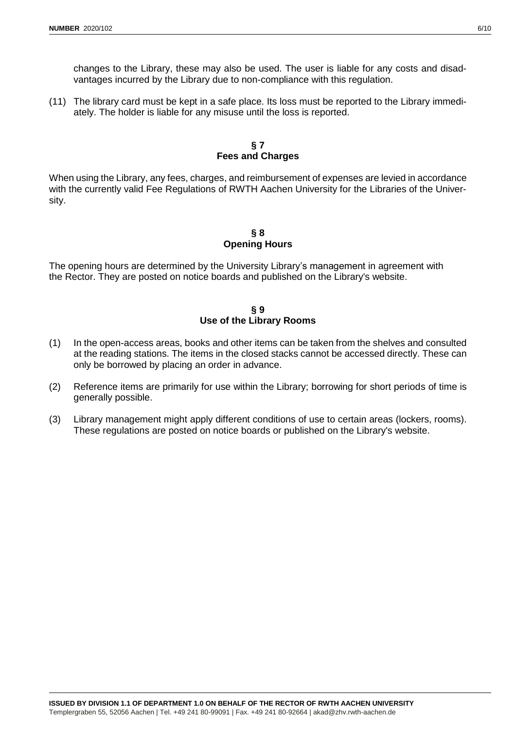changes to the Library, these may also be used. The user is liable for any costs and disadvantages incurred by the Library due to non-compliance with this regulation.

(11) The library card must be kept in a safe place. Its loss must be reported to the Library immediately. The holder is liable for any misuse until the loss is reported.

## § 7
## Fees and Charges

When using the Library, any fees, charges, and reimbursement of expenses are levied in accordance with the currently valid Fee Regulations of RWTH Aachen University for the Libraries of the University.

## § 8
## Opening Hours

The opening hours are determined by the University Library's management in agreement with the Rector. They are posted on notice boards and published on the Library's website.

## § 9
## Use of the Library Rooms

(1) In the open-access areas, books and other items can be taken from the shelves and consulted at the reading stations. The items in the closed stacks cannot be accessed directly. These can only be borrowed by placing an order in advance.

(2) Reference items are primarily for use within the Library; borrowing for short periods of time is generally possible.

(3) Library management might apply different conditions of use to certain areas (lockers, rooms). These regulations are posted on notice boards or published on the Library's website.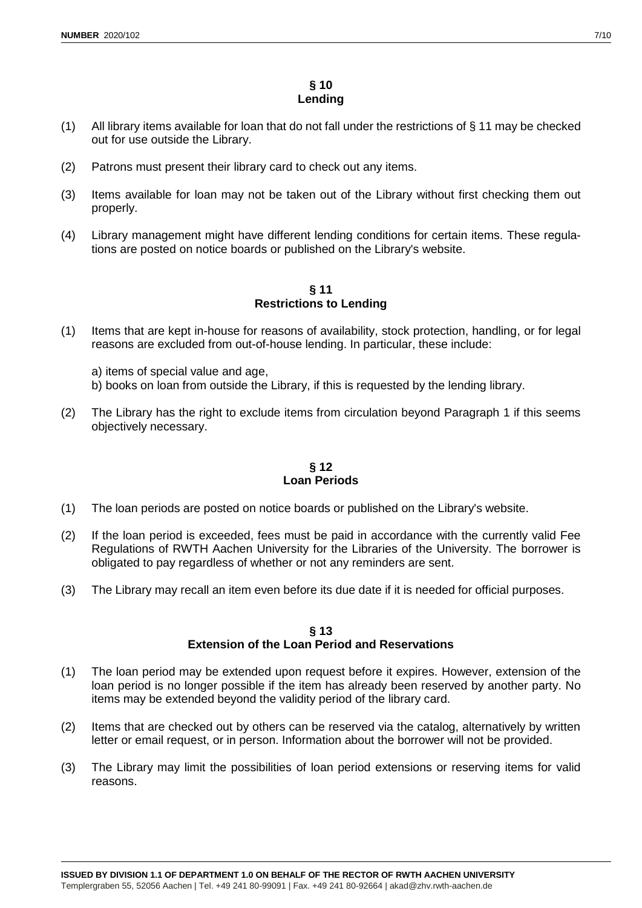## § 10
## Lending

(1) All library items available for loan that do not fall under the restrictions of § 11 may be checked out for use outside the Library.

(2) Patrons must present their library card to check out any items.

(3) Items available for loan may not be taken out of the Library without first checking them out properly.

(4) Library management might have different lending conditions for certain items. These regulations are posted on notice boards or published on the Library's website.

## § 11
## Restrictions to Lending

(1) Items that are kept in-house for reasons of availability, stock protection, handling, or for legal reasons are excluded from out-of-house lending. In particular, these include:

a) items of special value and age,
b) books on loan from outside the Library, if this is requested by the lending library.

(2) The Library has the right to exclude items from circulation beyond Paragraph 1 if this seems objectively necessary.

## § 12
## Loan Periods

(1) The loan periods are posted on notice boards or published on the Library's website.

(2) If the loan period is exceeded, fees must be paid in accordance with the currently valid Fee Regulations of RWTH Aachen University for the Libraries of the University. The borrower is obligated to pay regardless of whether or not any reminders are sent.

(3) The Library may recall an item even before its due date if it is needed for official purposes.

## § 13
## Extension of the Loan Period and Reservations

(1) The loan period may be extended upon request before it expires. However, extension of the loan period is no longer possible if the item has already been reserved by another party. No items may be extended beyond the validity period of the library card.

(2) Items that are checked out by others can be reserved via the catalog, alternatively by written letter or email request, or in person. Information about the borrower will not be provided.

(3) The Library may limit the possibilities of loan period extensions or reserving items for valid reasons.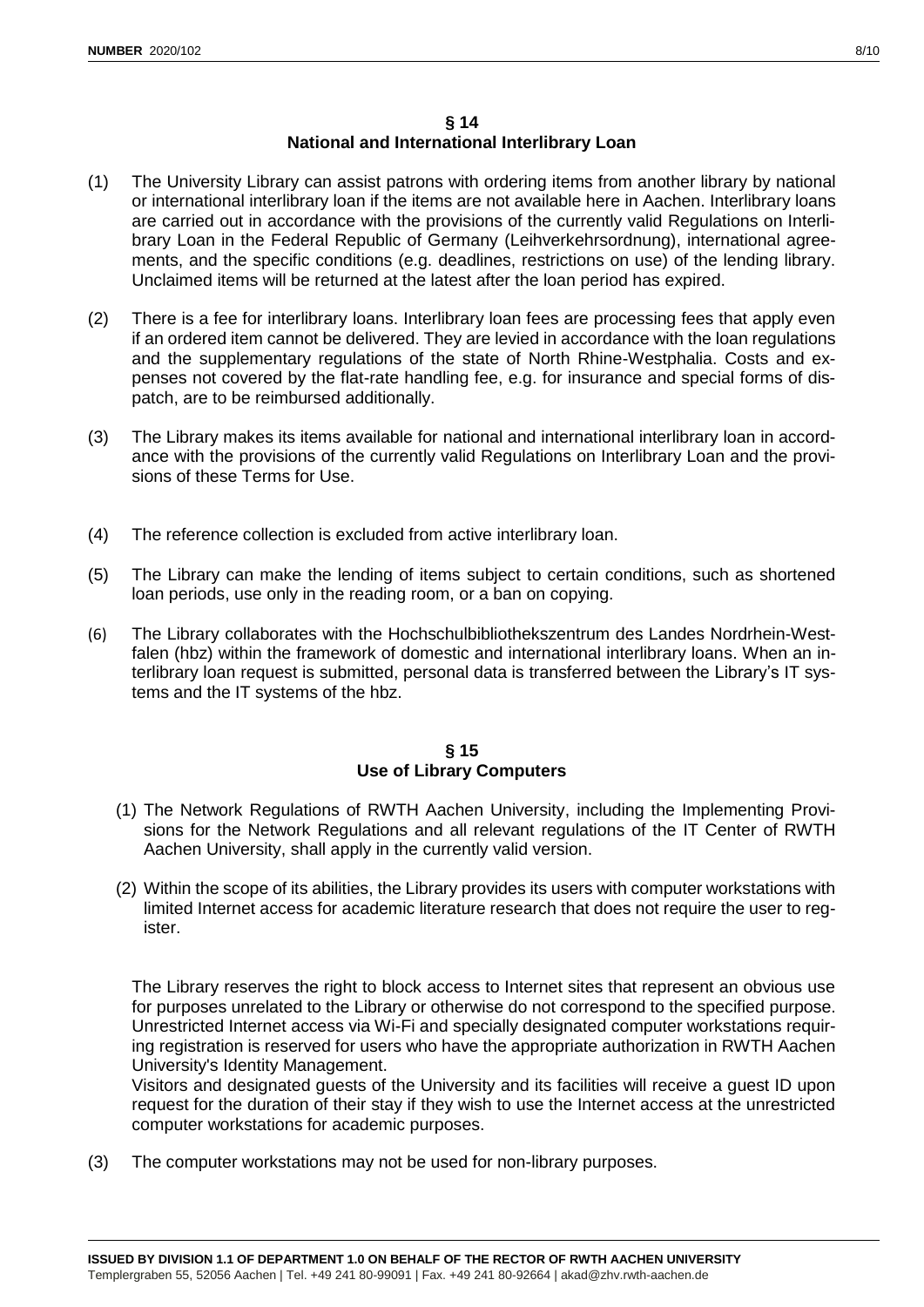## § 14
## National and International Interlibrary Loan

(1) The University Library can assist patrons with ordering items from another library by national or international interlibrary loan if the items are not available here in Aachen. Interlibrary loans are carried out in accordance with the provisions of the currently valid Regulations on Interlibrary Loan in the Federal Republic of Germany (Leihverkehrsordnung), international agreements, and the specific conditions (e.g. deadlines, restrictions on use) of the lending library. Unclaimed items will be returned at the latest after the loan period has expired.

(2) There is a fee for interlibrary loans. Interlibrary loan fees are processing fees that apply even if an ordered item cannot be delivered. They are levied in accordance with the loan regulations and the supplementary regulations of the state of North Rhine-Westphalia. Costs and expenses not covered by the flat-rate handling fee, e.g. for insurance and special forms of dispatch, are to be reimbursed additionally.

(3) The Library makes its items available for national and international interlibrary loan in accordance with the provisions of the currently valid Regulations on Interlibrary Loan and the provisions of these Terms for Use.

(4) The reference collection is excluded from active interlibrary loan.

(5) The Library can make the lending of items subject to certain conditions, such as shortened loan periods, use only in the reading room, or a ban on copying.

(6) The Library collaborates with the Hochschulbibliothekszentrum des Landes Nordrhein-Westfalen (hbz) within the framework of domestic and international interlibrary loans. When an interlibrary loan request is submitted, personal data is transferred between the Library's IT systems and the IT systems of the hbz.

## § 15
## Use of Library Computers

(1) The Network Regulations of RWTH Aachen University, including the Implementing Provisions for the Network Regulations and all relevant regulations of the IT Center of RWTH Aachen University, shall apply in the currently valid version.

(2) Within the scope of its abilities, the Library provides its users with computer workstations with limited Internet access for academic literature research that does not require the user to register.

The Library reserves the right to block access to Internet sites that represent an obvious use for purposes unrelated to the Library or otherwise do not correspond to the specified purpose. Unrestricted Internet access via Wi-Fi and specially designated computer workstations requiring registration is reserved for users who have the appropriate authorization in RWTH Aachen University's Identity Management.
Visitors and designated guests of the University and its facilities will receive a guest ID upon request for the duration of their stay if they wish to use the Internet access at the unrestricted computer workstations for academic purposes.

(3) The computer workstations may not be used for non-library purposes.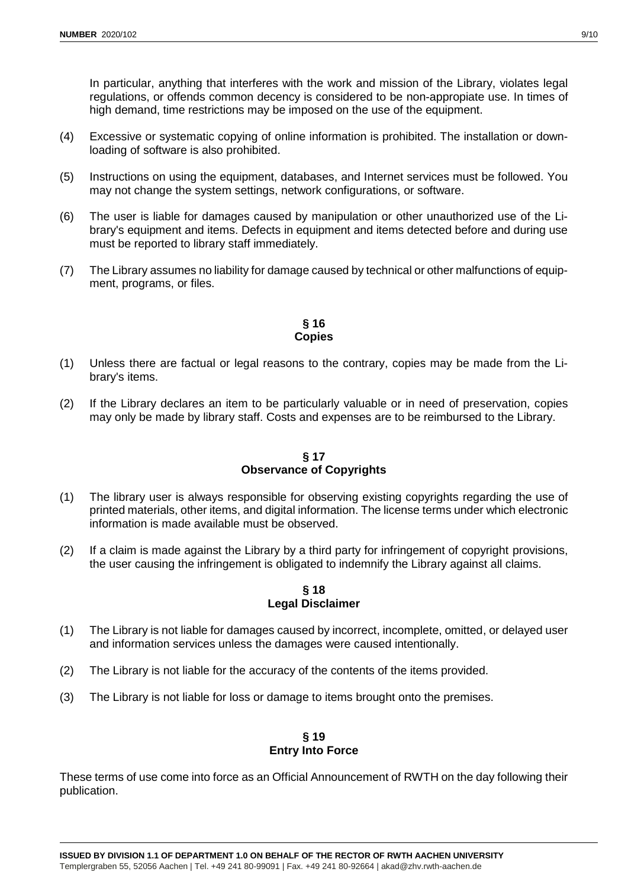In particular, anything that interferes with the work and mission of the Library, violates legal regulations, or offends common decency is considered to be non-appropiate use. In times of high demand, time restrictions may be imposed on the use of the equipment.

(4) Excessive or systematic copying of online information is prohibited. The installation or downloading of software is also prohibited.

(5) Instructions on using the equipment, databases, and Internet services must be followed. You may not change the system settings, network configurations, or software.

(6) The user is liable for damages caused by manipulation or other unauthorized use of the Library's equipment and items. Defects in equipment and items detected before and during use must be reported to library staff immediately.

(7) The Library assumes no liability for damage caused by technical or other malfunctions of equipment, programs, or files.

## § 16 Copies

(1) Unless there are factual or legal reasons to the contrary, copies may be made from the Library's items.

(2) If the Library declares an item to be particularly valuable or in need of preservation, copies may only be made by library staff. Costs and expenses are to be reimbursed to the Library.

## § 17 Observance of Copyrights

(1) The library user is always responsible for observing existing copyrights regarding the use of printed materials, other items, and digital information. The license terms under which electronic information is made available must be observed.

(2) If a claim is made against the Library by a third party for infringement of copyright provisions, the user causing the infringement is obligated to indemnify the Library against all claims.

## § 18 Legal Disclaimer

(1) The Library is not liable for damages caused by incorrect, incomplete, omitted, or delayed user and information services unless the damages were caused intentionally.

(2) The Library is not liable for the accuracy of the contents of the items provided.

(3) The Library is not liable for loss or damage to items brought onto the premises.

## § 19 Entry Into Force

These terms of use come into force as an Official Announcement of RWTH on the day following their publication.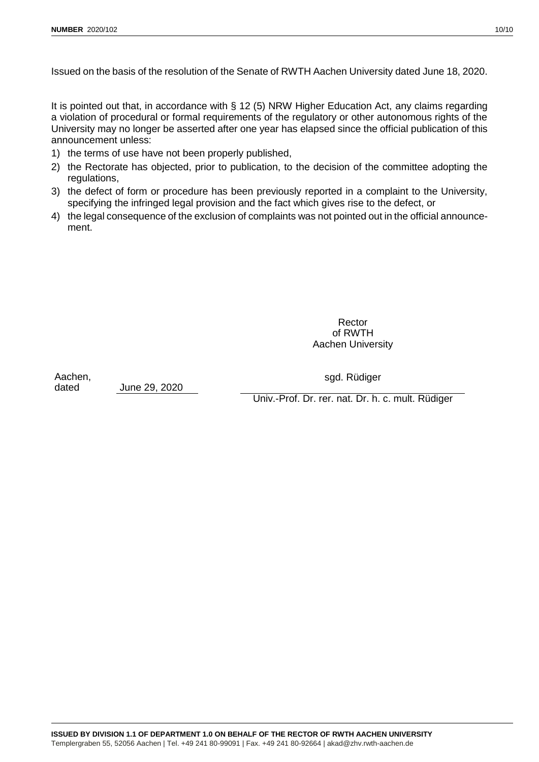Issued on the basis of the resolution of the Senate of RWTH Aachen University dated June 18, 2020.

It is pointed out that, in accordance with § 12 (5) NRW Higher Education Act, any claims regarding a violation of procedural or formal requirements of the regulatory or other autonomous rights of the University may no longer be asserted after one year has elapsed since the official publication of this announcement unless:

1) the terms of use have not been properly published,
2) the Rectorate has objected, prior to publication, to the decision of the committee adopting the regulations,
3) the defect of form or procedure has been previously reported in a complaint to the University, specifying the infringed legal provision and the fact which gives rise to the defect, or
4) the legal consequence of the exclusion of complaints was not pointed out in the official announcement.

Rector
of RWTH
Aachen University

Aachen,
dated June 29, 2020

sgd. Rüdiger

Univ.-Prof. Dr. rer. nat. Dr. h. c. mult. Rüdiger

**ISSUED BY DIVISION 1.1 OF DEPARTMENT 1.0 ON BEHALF OF THE RECTOR OF RWTH AACHEN UNIVERSITY**
Templergraben 55, 52056 Aachen | Tel. +49 241 80-99091 | Fax. +49 241 80-92664 | akad@zhv.rwth-aachen.de